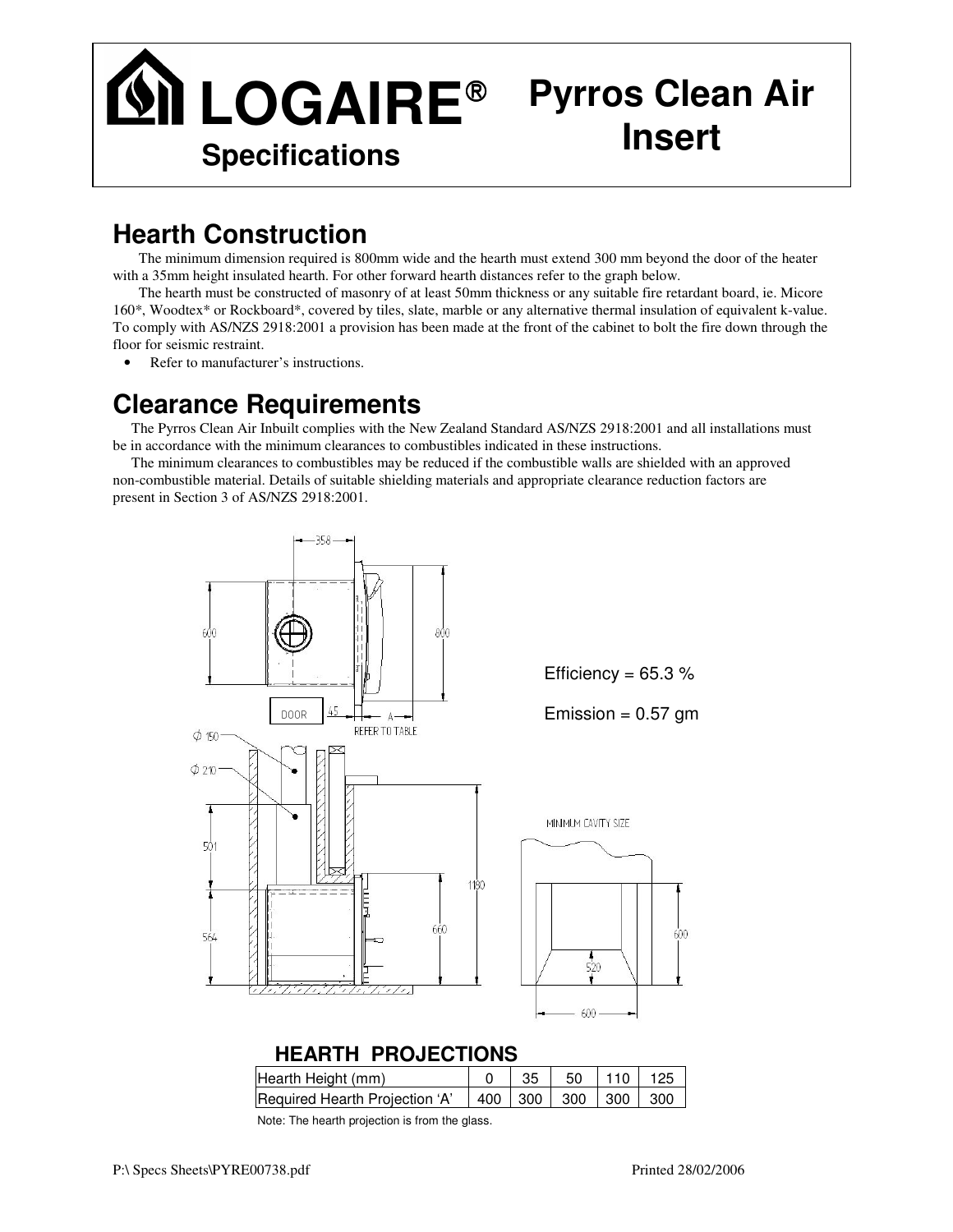# LOGAIRE®

**Specifications**

# Pyrros Clean Air Insert

## Hearth Construction

The minimum dimension required is 800mm wide and the hearth must extend 300 mm beyond the door of the heater with a 35mm height insulated hearth. For other forward hearth distances refer to the graph below.

The hearth must be constructed of masonry of at least 50mm thickness or any suitable fire retardant board, ie. Micore 160*, Woodtex* or Rockboard*, covered by tiles, slate, marble or any alternative thermal insulation of equivalent k-value. To comply with AS/NZS 2918:2001 a provision has been made at the front of the cabinet to bolt the fire down through the floor for seismic restraint.

- Refer to manufacturer's instructions.

## Clearance Requirements

The Pyrros Clean Air Inbuilt complies with the New Zealand Standard AS/NZS 2918:2001 and all installations must be in accordance with the minimum clearances to combustibles indicated in these instructions.

The minimum clearances to combustibles may be reduced if the combustible walls are shielded with an approved non-combustible material. Details of suitable shielding materials and appropriate clearance reduction factors are present in Section 3 of AS/NZS 2918:2001.

358, 600, 800, DOOR, 45, A, REFER TO TABLE

Φ 150, Φ 210, 501, 564, 660, 1180

MINIMUM CAVITY SIZE, 520, 600, 600

Efficiency = 65.3 %

Emission = 0.57 gm

### HEARTH PROJECTIONS

| Hearth Height (mm) | 0 | 35 | 50 | 110 | 125 |
|---|---|---|---|---|---|
| Required Hearth Projection 'A' | 400 | 300 | 300 | 300 | 300 |

Note: The hearth projection is from the glass.

P:\ Specs Sheets\PYRE00738.pdf Printed 28/02/2006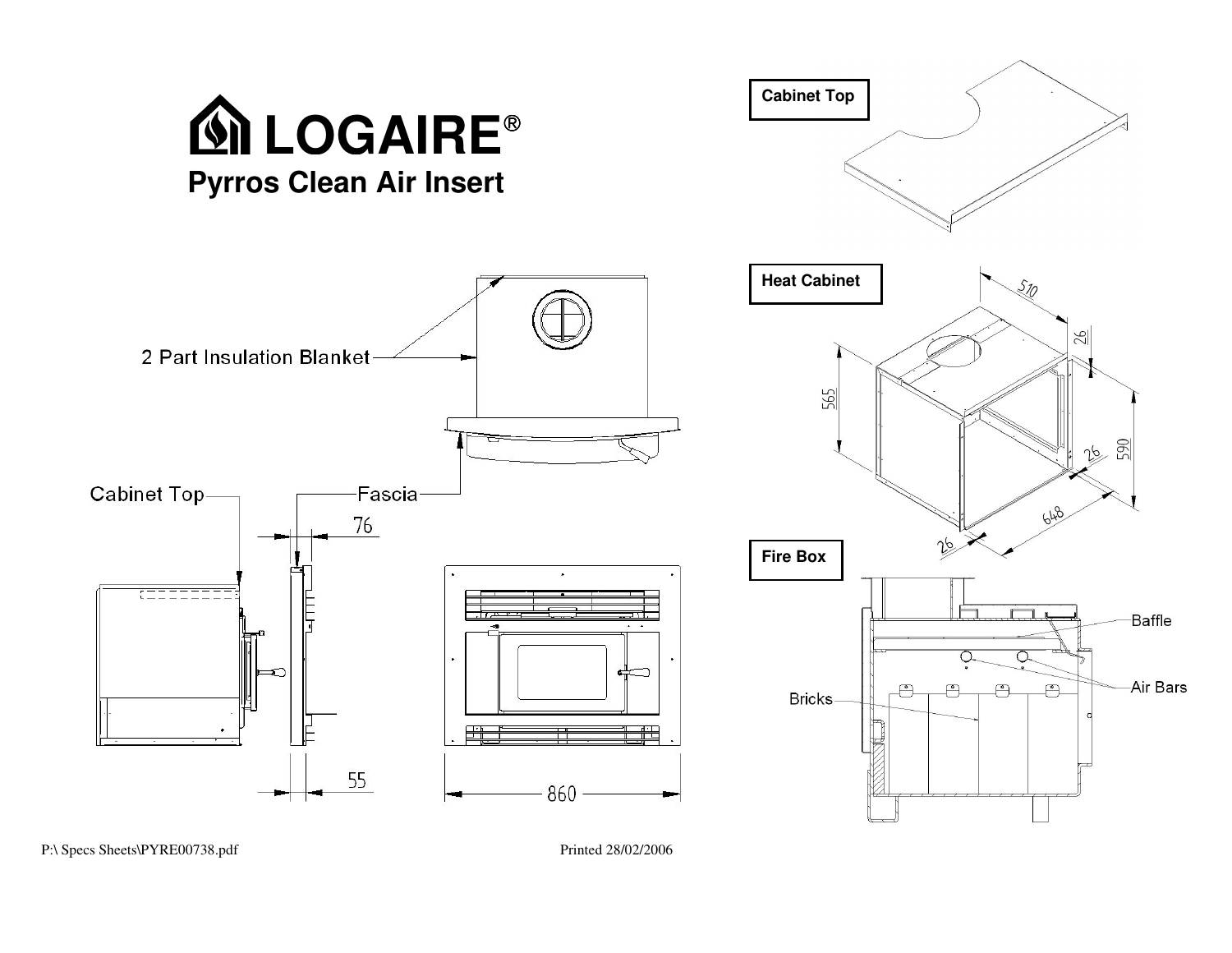# LOGAIRE®

## Pyrros Clean Air Insert

**Cabinet Top**

**Heat Cabinet**

510

26

565

590

26

648

26

**Fire Box**

Baffle

Air Bars

Bricks

2 Part Insulation Blanket

Cabinet Top

Fascia

76

55

860

P:\ Specs Sheets\PYRE00738.pdf

Printed 28/02/2006